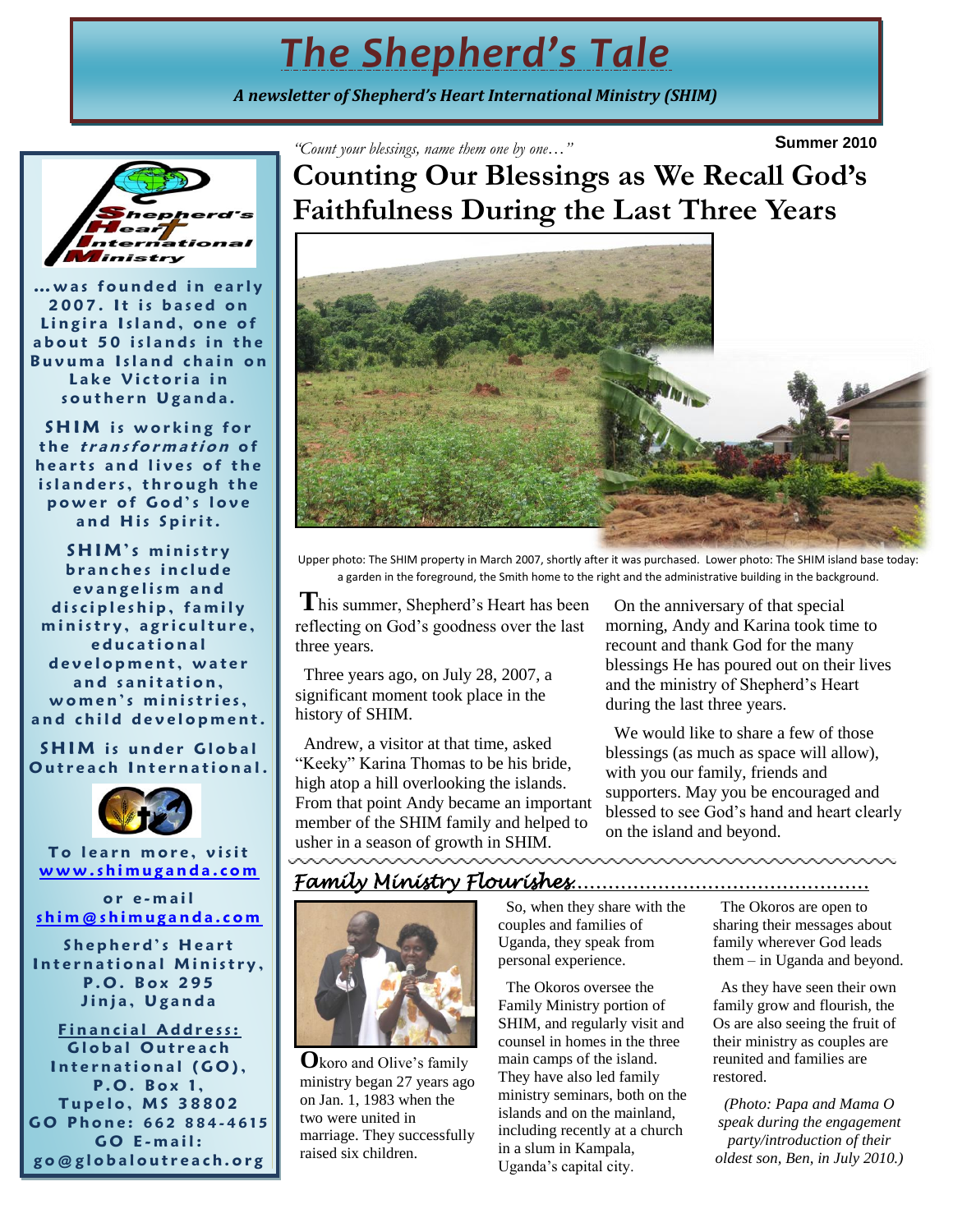# *The Shepherd's Tale*

***A newsletter of Shepherd's Heart International Ministry (SHIM)***

**Summer 2010**

*"Count your blessings, name them one by one…"*

## Counting Our Blessings as We Recall God's Faithfulness During the Last Three Years

Upper photo: The SHIM property in March 2007, shortly after it was purchased. Lower photo: The SHIM island base today: a garden in the foreground, the Smith home to the right and the administrative building in the background.

This summer, Shepherd's Heart has been reflecting on God's goodness over the last three years.

Three years ago, on July 28, 2007, a significant moment took place in the history of SHIM.

Andrew, a visitor at that time, asked "Keeky" Karina Thomas to be his bride, high atop a hill overlooking the islands. From that point Andy became an important member of the SHIM family and helped to usher in a season of growth in SHIM.

On the anniversary of that special morning, Andy and Karina took time to recount and thank God for the many blessings He has poured out on their lives and the ministry of Shepherd's Heart during the last three years.

We would like to share a few of those blessings (as much as space will allow), with you our family, friends and supporters. May you be encouraged and blessed to see God's hand and heart clearly on the island and beyond.

### *Family Ministry Flourishes*…………………………………………

Okoro and Olive's family ministry began 27 years ago on Jan. 1, 1983 when the two were united in marriage. They successfully raised six children.

So, when they share with the couples and families of Uganda, they speak from personal experience.

The Okoros oversee the Family Ministry portion of SHIM, and regularly visit and counsel in homes in the three main camps of the island. They have also led family ministry seminars, both on the islands and on the mainland, including recently at a church in a slum in Kampala, Uganda's capital city.

The Okoros are open to sharing their messages about family wherever God leads them – in Uganda and beyond.

As they have seen their own family grow and flourish, the Os are also seeing the fruit of their ministry as couples are reunited and families are restored.

*(Photo: Papa and Mama O speak during the engagement party/introduction of their oldest son, Ben, in July 2010.)*

---

**Shepherd's Heart International Ministry**

**…was founded in early 2007. It is based on Lingira Island, one of about 50 islands in the Buvuma Island chain on Lake Victoria in southern Uganda.**

**SHIM is working for the *transformation* of hearts and lives of the islanders, through the power of God's love and His Spirit.**

**SHIM's ministry branches include evangelism and discipleship, family ministry, agriculture, educational development, water and sanitation, women's ministries, and child development.**

**SHIM is under Global Outreach International.**

**To learn more, visit www.shimuganda.com**

**or e-mail shim@shimuganda.com**

**Shepherd's Heart International Ministry, P.O. Box 295 Jinja, Uganda**

**Financial Address: Global Outreach International (GO), P.O. Box 1, Tupelo, MS 38802**
**GO Phone: 662 884-4615**
**GO E-mail: go@globaloutreach.org**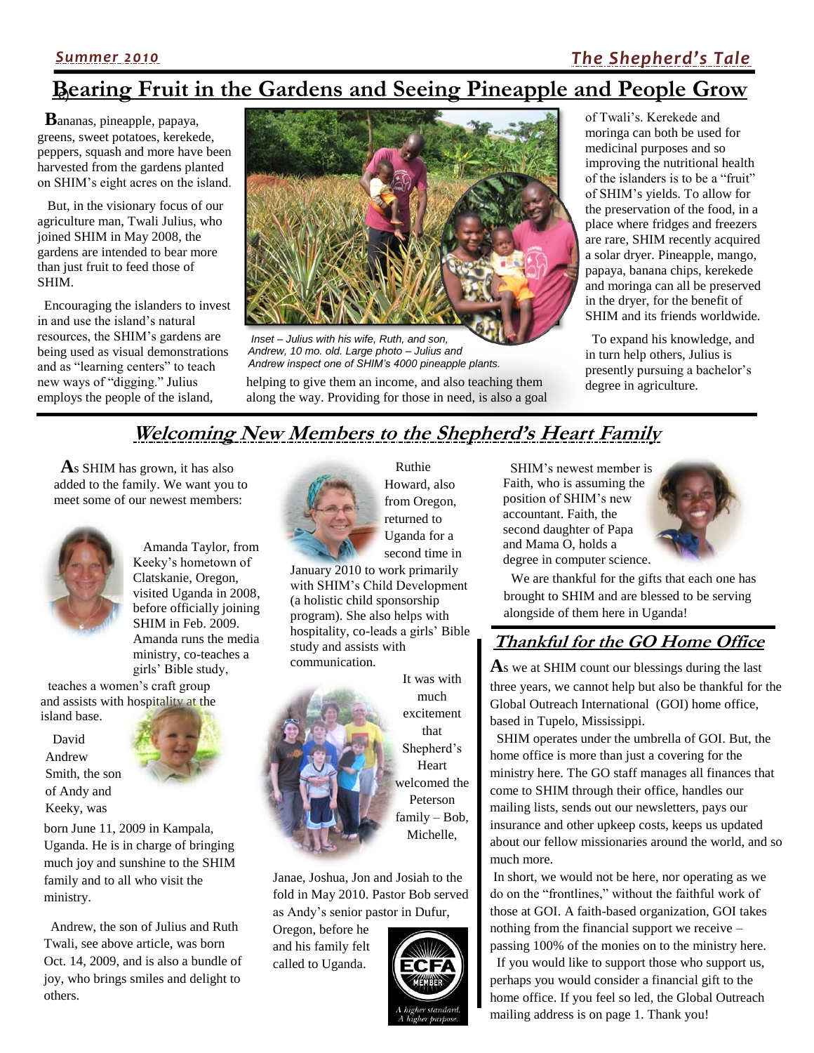## Bearing Fruit in the Gardens and Seeing Pineapple and People Grow

Bananas, pineapple, papaya, greens, sweet potatoes, kerekede, peppers, squash and more have been harvested from the gardens planted on SHIM's eight acres on the island.

But, in the visionary focus of our agriculture man, Twali Julius, who joined SHIM in May 2008, the gardens are intended to bear more than just fruit to feed those of SHIM.

Encouraging the islanders to invest in and use the island's natural resources, the SHIM's gardens are being used as visual demonstrations and as "learning centers" to teach new ways of "digging." Julius employs the people of the island, helping to give them an income, and also teaching them along the way. Providing for those in need, is also a goal of Twali's. Kerekede and moringa can both be used for medicinal purposes and so improving the nutritional health of the islanders is to be a "fruit" of SHIM's yields. To allow for the preservation of the food, in a place where fridges and freezers are rare, SHIM recently acquired a solar dryer. Pineapple, mango, papaya, banana chips, kerekede and moringa can all be preserved in the dryer, for the benefit of SHIM and its friends worldwide.

*Inset – Julius with his wife, Ruth, and son, Andrew, 10 mo. old. Large photo – Julius and Andrew inspect one of SHIM's 4000 pineapple plants.*

To expand his knowledge, and in turn help others, Julius is presently pursuing a bachelor's degree in agriculture.

## Welcoming New Members to the Shepherd's Heart Family

As SHIM has grown, it has also added to the family. We want you to meet some of our newest members:

Amanda Taylor, from Keeky's hometown of Clatskanie, Oregon, visited Uganda in 2008, before officially joining SHIM in Feb. 2009. Amanda runs the media ministry, co-teaches a girls' Bible study, teaches a women's craft group and assists with hospitality at the island base.

David Andrew Smith, the son of Andy and Keeky, was born June 11, 2009 in Kampala, Uganda. He is in charge of bringing much joy and sunshine to the SHIM family and to all who visit the ministry.

Andrew, the son of Julius and Ruth Twali, see above article, was born Oct. 14, 2009, and is also a bundle of joy, who brings smiles and delight to others.

Ruthie Howard, also from Oregon, returned to Uganda for a second time in January 2010 to work primarily with SHIM's Child Development (a holistic child sponsorship program). She also helps with hospitality, co-leads a girls' Bible study and assists with communication.

It was with much excitement that Shepherd's Heart welcomed the Peterson family – Bob, Michelle, Janae, Joshua, Jon and Josiah to the fold in May 2010. Pastor Bob served as Andy's senior pastor in Dufur, Oregon, before he and his family felt called to Uganda.

SHIM's newest member is Faith, who is assuming the position of SHIM's new accountant. Faith, the second daughter of Papa and Mama O, holds a degree in computer science.

We are thankful for the gifts that each one has brought to SHIM and are blessed to be serving alongside of them here in Uganda!

## Thankful for the GO Home Office

As we at SHIM count our blessings during the last three years, we cannot help but also be thankful for the Global Outreach International (GOI) home office, based in Tupelo, Mississippi.

SHIM operates under the umbrella of GOI. But, the home office is more than just a covering for the ministry here. The GO staff manages all finances that come to SHIM through their office, handles our mailing lists, sends out our newsletters, pays our insurance and other upkeep costs, keeps us updated about our fellow missionaries around the world, and so much more.

In short, we would not be here, nor operating as we do on the "frontlines," without the faithful work of those at GOI. A faith-based organization, GOI takes nothing from the financial support we receive – passing 100% of the monies on to the ministry here.

If you would like to support those who support us, perhaps you would consider a financial gift to the home office. If you feel so led, the Global Outreach mailing address is on page 1. Thank you!

ECFA MEMBER
A higher standard. A higher purpose.